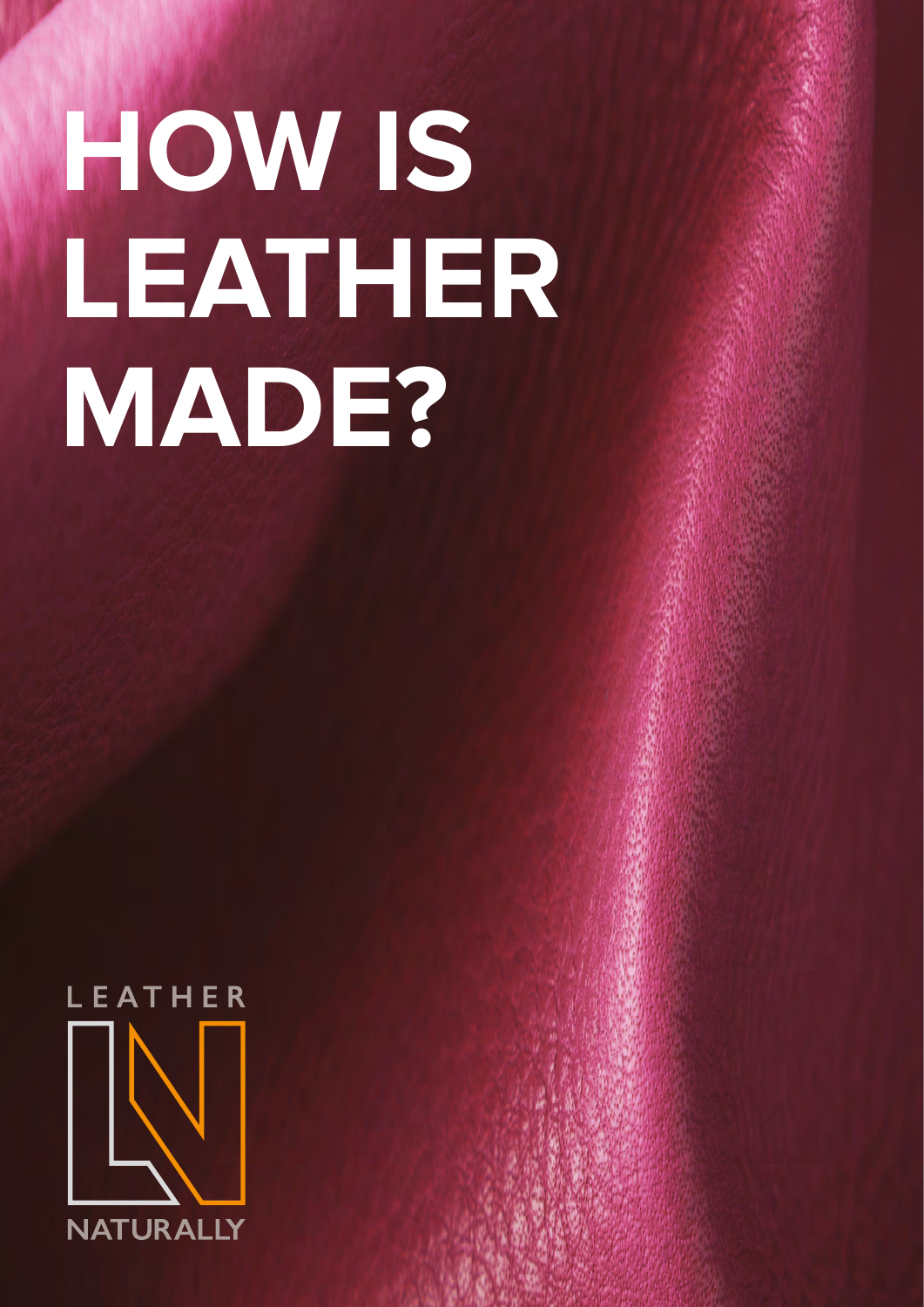# HOW IS LEATHER MADE?

LEATHER

NATURALLY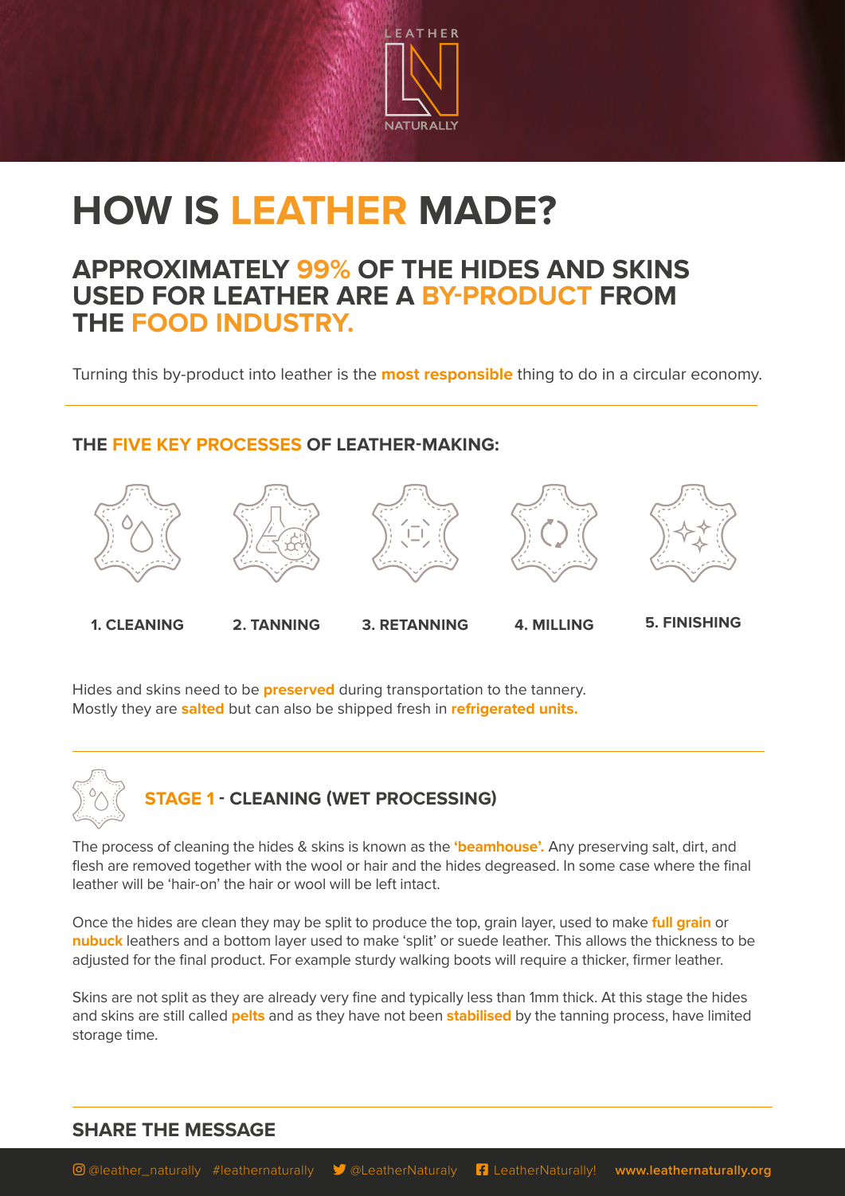# HOW IS LEATHER MADE?

## APPROXIMATELY 99% OF THE HIDES AND SKINS USED FOR LEATHER ARE A BY-PRODUCT FROM THE FOOD INDUSTRY.

Turning this by-product into leather is the **most responsible** thing to do in a circular economy.

### THE FIVE KEY PROCESSES OF LEATHER-MAKING:

1. CLEANING
2. TANNING
3. RETANNING
4. MILLING
5. FINISHING

Hides and skins need to be **preserved** during transportation to the tannery. Mostly they are **salted** but can also be shipped fresh in **refrigerated units.**

### STAGE 1 - CLEANING (WET PROCESSING)

The process of cleaning the hides & skins is known as the **'beamhouse'.** Any preserving salt, dirt, and flesh are removed together with the wool or hair and the hides degreased. In some case where the final leather will be 'hair-on' the hair or wool will be left intact.

Once the hides are clean they may be split to produce the top, grain layer, used to make **full grain** or **nubuck** leathers and a bottom layer used to make 'split' or suede leather. This allows the thickness to be adjusted for the final product. For example sturdy walking boots will require a thicker, firmer leather.

Skins are not split as they are already very fine and typically less than 1mm thick. At this stage the hides and skins are still called **pelts** and as they have not been **stabilised** by the tanning process, have limited storage time.

### SHARE THE MESSAGE

@leather_naturally #leathernaturally @LeatherNaturaly LeatherNaturally! www.leathernaturally.org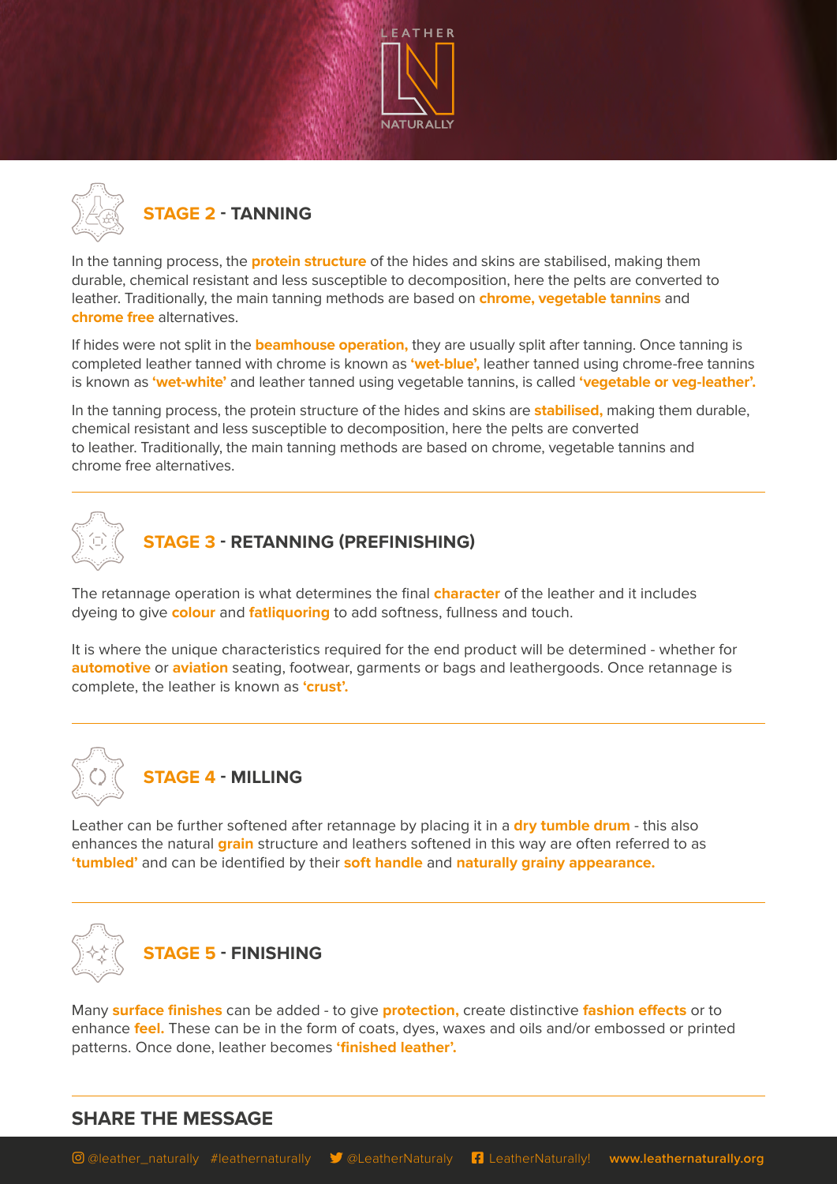## STAGE 2 - TANNING

In the tanning process, the **protein structure** of the hides and skins are stabilised, making them durable, chemical resistant and less susceptible to decomposition, here the pelts are converted to leather. Traditionally, the main tanning methods are based on **chrome, vegetable tannins** and **chrome free** alternatives.

If hides were not split in the **beamhouse operation,** they are usually split after tanning. Once tanning is completed leather tanned with chrome is known as **'wet-blue',** leather tanned using chrome-free tannins is known as **'wet-white'** and leather tanned using vegetable tannins, is called **'vegetable or veg-leather'.**

In the tanning process, the protein structure of the hides and skins are **stabilised,** making them durable, chemical resistant and less susceptible to decomposition, here the pelts are converted to leather. Traditionally, the main tanning methods are based on chrome, vegetable tannins and chrome free alternatives.

## STAGE 3 - RETANNING (PREFINISHING)

The retannage operation is what determines the final **character** of the leather and it includes dyeing to give **colour** and **fatliquoring** to add softness, fullness and touch.

It is where the unique characteristics required for the end product will be determined - whether for **automotive** or **aviation** seating, footwear, garments or bags and leathergoods. Once retannage is complete, the leather is known as **'crust'.**

## STAGE 4 - MILLING

Leather can be further softened after retannage by placing it in a **dry tumble drum** - this also enhances the natural **grain** structure and leathers softened in this way are often referred to as **'tumbled'** and can be identified by their **soft handle** and **naturally grainy appearance.**

## STAGE 5 - FINISHING

Many **surface finishes** can be added - to give **protection,** create distinctive **fashion effects** or to enhance **feel.** These can be in the form of coats, dyes, waxes and oils and/or embossed or printed patterns. Once done, leather becomes **'finished leather'.**

## SHARE THE MESSAGE

@leather_naturally #leathernaturally @LeatherNaturaly LeatherNaturally! **www.leathernaturally.org**